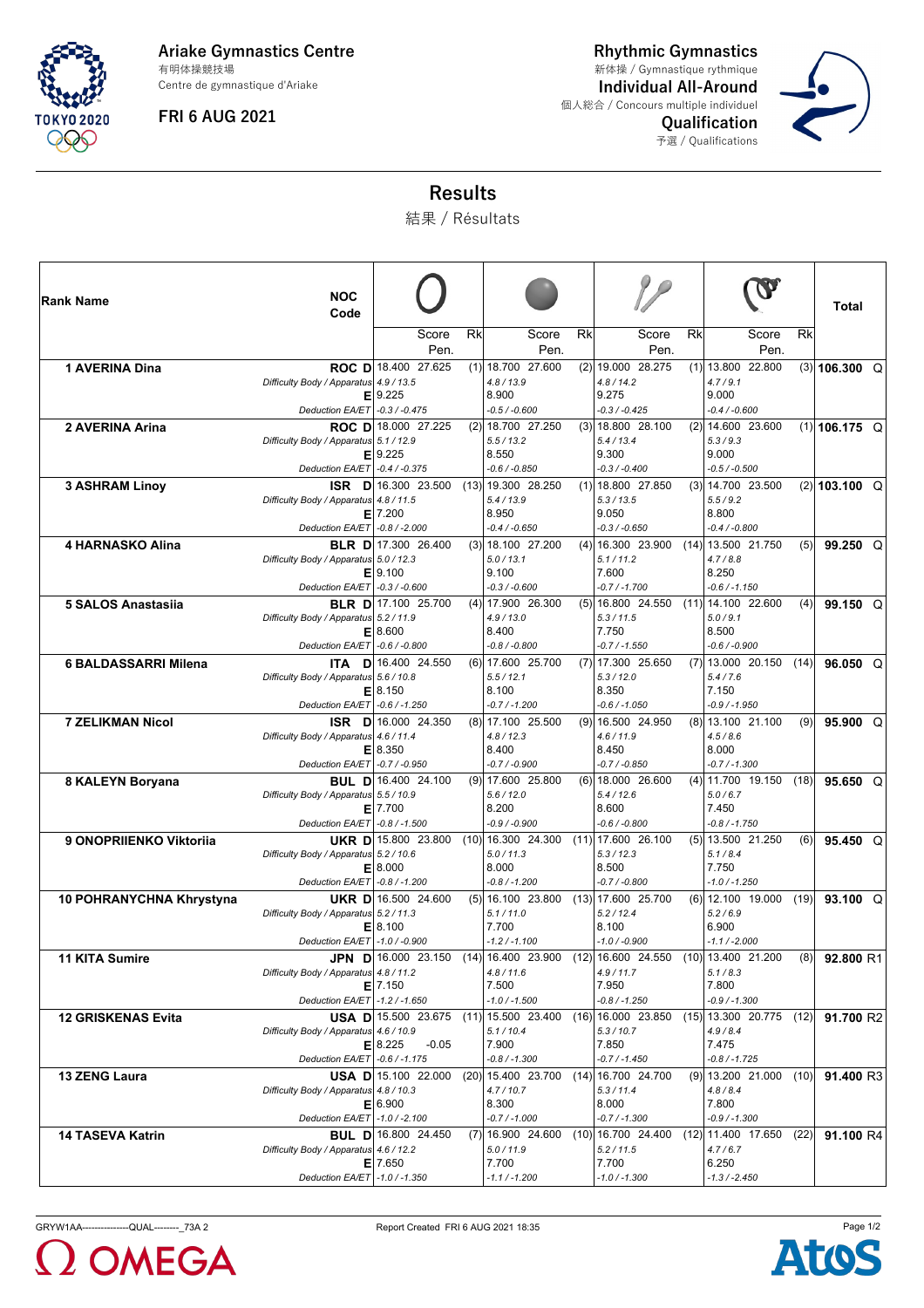Ariake Gymnastics Centre
有明体操競技場
Centre de gymnastique d'Ariake

FRI 6 AUG 2021

Rhythmic Gymnastics
新体操 / Gymnastique rythmique
Individual All-Around
個人総合 / Concours multiple individuel
Qualification
予選 / Qualifications

# Results
結果 / Résultats

| Rank | Name | NOC Code | | Hoop Score | Hoop Pen. | Rk | Ball Score | Ball Pen. | Rk | Clubs Score | Clubs Pen. | Rk | Ribbon Score | Ribbon Pen. | Rk | Total | |
|---|---|---|---|---|---|---|---|---|---|---|---|---|---|---|---|---|---|
| 1 | AVERINA Dina | ROC | D | 18.400 | 27.625 | (1) | 18.700 | 27.600 | (2) | 19.000 | 28.275 | (1) | 13.800 | 22.800 | (3) | 106.300 | Q |
| | | | Difficulty Body / Apparatus | 4.9 / 13.5 | | | 4.8 / 13.9 | | | 4.8 / 14.2 | | | 4.7 / 9.1 | | | | |
| | | | E | 9.225 | | | 8.900 | | | 9.275 | | | 9.000 | | | | |
| | | | Deduction EA/ET | -0.3 / -0.475 | | | -0.5 / -0.600 | | | -0.3 / -0.425 | | | -0.4 / -0.600 | | | | |
| 2 | AVERINA Arina | ROC | D | 18.000 | 27.225 | (2) | 18.700 | 27.250 | (3) | 18.800 | 28.100 | (2) | 14.600 | 23.600 | (1) | 106.175 | Q |
| | | | Difficulty Body / Apparatus | 5.1 / 12.9 | | | 5.5 / 13.2 | | | 5.4 / 13.4 | | | 5.3 / 9.3 | | | | |
| | | | E | 9.225 | | | 8.550 | | | 9.300 | | | 9.000 | | | | |
| | | | Deduction EA/ET | -0.4 / -0.375 | | | -0.6 / -0.850 | | | -0.3 / -0.400 | | | -0.5 / -0.500 | | | | |
| 3 | ASHRAM Linoy | ISR | D | 16.300 | 23.500 | (13) | 19.300 | 28.250 | (1) | 18.800 | 27.850 | (3) | 14.700 | 23.500 | (2) | 103.100 | Q |
| | | | Difficulty Body / Apparatus | 4.8 / 11.5 | | | 5.4 / 13.9 | | | 5.3 / 13.5 | | | 5.5 / 9.2 | | | | |
| | | | E | 7.200 | | | 8.950 | | | 9.050 | | | 8.800 | | | | |
| | | | Deduction EA/ET | -0.8 / -2.000 | | | -0.4 / -0.650 | | | -0.3 / -0.650 | | | -0.4 / -0.800 | | | | |
| 4 | HARNASKO Alina | BLR | D | 17.300 | 26.400 | (3) | 18.100 | 27.200 | (4) | 16.300 | 23.900 | (14) | 13.500 | 21.750 | (5) | 99.250 | Q |
| | | | Difficulty Body / Apparatus | 5.0 / 12.3 | | | 5.0 / 13.1 | | | 5.1 / 11.2 | | | 4.7 / 8.8 | | | | |
| | | | E | 9.100 | | | 9.100 | | | 7.600 | | | 8.250 | | | | |
| | | | Deduction EA/ET | -0.3 / -0.600 | | | -0.3 / -0.600 | | | -0.7 / -1.700 | | | -0.6 / -1.150 | | | | |
| 5 | SALOS Anastasiia | BLR | D | 17.100 | 25.700 | (4) | 17.900 | 26.300 | (5) | 16.800 | 24.550 | (11) | 14.100 | 22.600 | (4) | 99.150 | Q |
| | | | Difficulty Body / Apparatus | 5.2 / 11.9 | | | 4.9 / 13.0 | | | 5.3 / 11.5 | | | 5.0 / 9.1 | | | | |
| | | | E | 8.600 | | | 8.400 | | | 7.750 | | | 8.500 | | | | |
| | | | Deduction EA/ET | -0.6 / -0.800 | | | -0.8 / -0.800 | | | -0.7 / -1.550 | | | -0.6 / -0.900 | | | | |
| 6 | BALDASSARRI Milena | ITA | D | 16.400 | 24.550 | (6) | 17.600 | 25.700 | (7) | 17.300 | 25.650 | (7) | 13.000 | 20.150 | (14) | 96.050 | Q |
| | | | Difficulty Body / Apparatus | 5.6 / 10.8 | | | 5.5 / 12.1 | | | 5.3 / 12.0 | | | 5.4 / 7.6 | | | | |
| | | | E | 8.150 | | | 8.100 | | | 8.350 | | | 7.150 | | | | |
| | | | Deduction EA/ET | -0.6 / -1.250 | | | -0.7 / -1.200 | | | -0.6 / -1.050 | | | -0.9 / -1.950 | | | | |
| 7 | ZELIKMAN Nicol | ISR | D | 16.000 | 24.350 | (8) | 17.100 | 25.500 | (9) | 16.500 | 24.950 | (8) | 13.100 | 21.100 | (9) | 95.900 | Q |
| | | | Difficulty Body / Apparatus | 4.6 / 11.4 | | | 4.8 / 12.3 | | | 4.6 / 11.9 | | | 4.5 / 8.6 | | | | |
| | | | E | 8.350 | | | 8.400 | | | 8.450 | | | 8.000 | | | | |
| | | | Deduction EA/ET | -0.7 / -0.950 | | | -0.7 / -0.900 | | | -0.7 / -0.850 | | | -0.7 / -1.300 | | | | |
| 8 | KALEYN Boryana | BUL | D | 16.400 | 24.100 | (9) | 17.600 | 25.800 | (6) | 18.000 | 26.600 | (4) | 11.700 | 19.150 | (18) | 95.650 | Q |
| | | | Difficulty Body / Apparatus | 5.5 / 10.9 | | | 5.6 / 12.0 | | | 5.4 / 12.6 | | | 5.0 / 6.7 | | | | |
| | | | E | 7.700 | | | 8.200 | | | 8.600 | | | 7.450 | | | | |
| | | | Deduction EA/ET | -0.8 / -1.500 | | | -0.9 / -0.900 | | | -0.6 / -0.800 | | | -0.8 / -1.750 | | | | |
| 9 | ONOPRIIENKO Viktoriia | UKR | D | 15.800 | 23.800 | (10) | 16.300 | 24.300 | (11) | 17.600 | 26.100 | (5) | 13.500 | 21.250 | (6) | 95.450 | Q |
| | | | Difficulty Body / Apparatus | 5.2 / 10.6 | | | 5.0 / 11.3 | | | 5.3 / 12.3 | | | 5.1 / 8.4 | | | | |
| | | | E | 8.000 | | | 8.000 | | | 8.500 | | | 7.750 | | | | |
| | | | Deduction EA/ET | -0.8 / -1.200 | | | -0.8 / -1.200 | | | -0.7 / -0.800 | | | -1.0 / -1.250 | | | | |
| 10 | POHRANYCHNA Khrystyna | UKR | D | 16.500 | 24.600 | (5) | 16.100 | 23.800 | (13) | 17.600 | 25.700 | (6) | 12.100 | 19.000 | (19) | 93.100 | Q |
| | | | Difficulty Body / Apparatus | 5.2 / 11.3 | | | 5.1 / 11.0 | | | 5.2 / 12.4 | | | 5.2 / 6.9 | | | | |
| | | | E | 8.100 | | | 7.700 | | | 8.100 | | | 6.900 | | | | |
| | | | Deduction EA/ET | -1.0 / -0.900 | | | -1.2 / -1.100 | | | -1.0 / -0.900 | | | -1.1 / -2.000 | | | | |
| 11 | KITA Sumire | JPN | D | 16.000 | 23.150 | (14) | 16.400 | 23.900 | (12) | 16.600 | 24.550 | (10) | 13.400 | 21.200 | (8) | 92.800 | R1 |
| | | | Difficulty Body / Apparatus | 4.8 / 11.2 | | | 4.8 / 11.6 | | | 4.9 / 11.7 | | | 5.1 / 8.3 | | | | |
| | | | E | 7.150 | | | 7.500 | | | 7.950 | | | 7.800 | | | | |
| | | | Deduction EA/ET | -1.2 / -1.650 | | | -1.0 / -1.500 | | | -0.8 / -1.250 | | | -0.9 / -1.300 | | | | |
| 12 | GRISKENAS Evita | USA | D | 15.500 | 23.675 | (11) | 15.500 | 23.400 | (16) | 16.000 | 23.850 | (15) | 13.300 | 20.775 | (12) | 91.700 | R2 |
| | | | Difficulty Body / Apparatus | 4.6 / 10.9 | | | 5.1 / 10.4 | | | 5.3 / 10.7 | | | 4.9 / 8.4 | | | | |
| | | | E | 8.225 | -0.05 | | 7.900 | | | 7.850 | | | 7.475 | | | | |
| | | | Deduction EA/ET | -0.6 / -1.175 | | | -0.8 / -1.300 | | | -0.7 / -1.450 | | | -0.8 / -1.725 | | | | |
| 13 | ZENG Laura | USA | D | 15.100 | 22.000 | (20) | 15.400 | 23.700 | (14) | 16.700 | 24.700 | (9) | 13.200 | 21.000 | (10) | 91.400 | R3 |
| | | | Difficulty Body / Apparatus | 4.8 / 10.3 | | | 4.7 / 10.7 | | | 5.3 / 11.4 | | | 4.8 / 8.4 | | | | |
| | | | E | 6.900 | | | 8.300 | | | 8.000 | | | 7.800 | | | | |
| | | | Deduction EA/ET | -1.0 / -2.100 | | | -0.7 / -1.000 | | | -0.7 / -1.300 | | | -0.9 / -1.300 | | | | |
| 14 | TASEVA Katrin | BUL | D | 16.800 | 24.450 | (7) | 16.900 | 24.600 | (10) | 16.700 | 24.400 | (12) | 11.400 | 17.650 | (22) | 91.100 | R4 |
| | | | Difficulty Body / Apparatus | 4.6 / 12.2 | | | 5.0 / 11.9 | | | 5.2 / 11.5 | | | 4.7 / 6.7 | | | | |
| | | | E | 7.650 | | | 7.700 | | | 7.700 | | | 6.250 | | | | |
| | | | Deduction EA/ET | -1.0 / -1.350 | | | -1.1 / -1.200 | | | -1.0 / -1.300 | | | -1.3 / -2.450 | | | | |

GRYW1AA---------------QUAL--------_73A 2 Report Created FRI 6 AUG 2021 18:35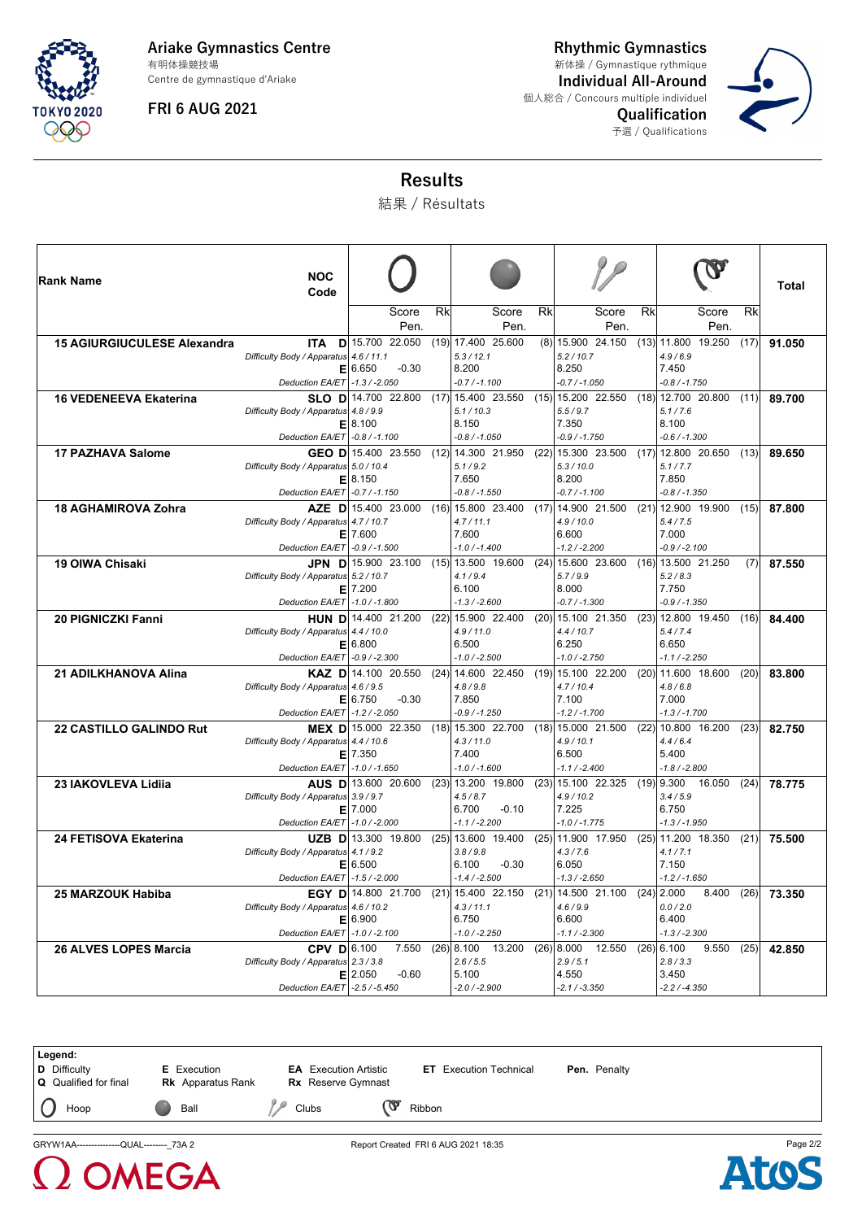Ariake Gymnastics Centre
有明体操競技場
Centre de gymnastique d'Ariake

FRI 6 AUG 2021

Rhythmic Gymnastics
新体操 / Gymnastique rythmique

Individual All-Around
個人総合 / Concours multiple individuel

Qualification
予選 / Qualifications

# Results
結果 / Résultats

| Rank Name | NOC Code | | Hoop Score | Hoop Pen. | Hoop Rk | Ball Score | Ball Pen. | Ball Rk | Clubs Score | Clubs Pen. | Clubs Rk | Ribbon Score | Ribbon Pen. | Ribbon Rk | Total |
|---|---|---|---|---|---|---|---|---|---|---|---|---|---|---|---|
| 15 AGIURGIUCULESE Alexandra | ITA | D | 15.700 | 22.050 | (19) | 17.400 | 25.600 | (8) | 15.900 | 24.150 | (13) | 11.800 | 19.250 | (17) | 91.050 |
| | | Difficulty Body / Apparatus | 4.6 / 11.1 | | | 5.3 / 12.1 | | | 5.2 / 10.7 | | | 4.9 / 6.9 | | | |
| | | E | 6.650 | -0.30 | | 8.200 | | | 8.250 | | | 7.450 | | | |
| | | Deduction EA/ET | -1.3 / -2.050 | | | -0.7 / -1.100 | | | -0.7 / -1.050 | | | -0.8 / -1.750 | | | |
| 16 VEDENEEVA Ekaterina | SLO | D | 14.700 | 22.800 | (17) | 15.400 | 23.550 | (15) | 15.200 | 22.550 | (18) | 12.700 | 20.800 | (11) | 89.700 |
| | | Difficulty Body / Apparatus | 4.8 / 9.9 | | | 5.1 / 10.3 | | | 5.5 / 9.7 | | | 5.1 / 7.6 | | | |
| | | E | 8.100 | | | 8.150 | | | 7.350 | | | 8.100 | | | |
| | | Deduction EA/ET | -0.8 / -1.100 | | | -0.8 / -1.050 | | | -0.9 / -1.750 | | | -0.6 / -1.300 | | | |
| 17 PAZHAVA Salome | GEO | D | 15.400 | 23.550 | (12) | 14.300 | 21.950 | (22) | 15.300 | 23.500 | (17) | 12.800 | 20.650 | (13) | 89.650 |
| | | Difficulty Body / Apparatus | 5.0 / 10.4 | | | 5.1 / 9.2 | | | 5.3 / 10.0 | | | 5.1 / 7.7 | | | |
| | | E | 8.150 | | | 7.650 | | | 8.200 | | | 7.850 | | | |
| | | Deduction EA/ET | -0.7 / -1.150 | | | -0.8 / -1.550 | | | -0.7 / -1.100 | | | -0.8 / -1.350 | | | |
| 18 AGHAMIROVA Zohra | AZE | D | 15.400 | 23.000 | (16) | 15.800 | 23.400 | (17) | 14.900 | 21.500 | (21) | 12.900 | 19.900 | (15) | 87.800 |
| | | Difficulty Body / Apparatus | 4.7 / 10.7 | | | 4.7 / 11.1 | | | 4.9 / 10.0 | | | 5.4 / 7.5 | | | |
| | | E | 7.600 | | | 7.600 | | | 6.600 | | | 7.000 | | | |
| | | Deduction EA/ET | -0.9 / -1.500 | | | -1.0 / -1.400 | | | -1.2 / -2.200 | | | -0.9 / -2.100 | | | |
| 19 OIWA Chisaki | JPN | D | 15.900 | 23.100 | (15) | 13.500 | 19.600 | (24) | 15.600 | 23.600 | (16) | 13.500 | 21.250 | (7) | 87.550 |
| | | Difficulty Body / Apparatus | 5.2 / 10.7 | | | 4.1 / 9.4 | | | 5.7 / 9.9 | | | 5.2 / 8.3 | | | |
| | | E | 7.200 | | | 6.100 | | | 8.000 | | | 7.750 | | | |
| | | Deduction EA/ET | -1.0 / -1.800 | | | -1.3 / -2.600 | | | -0.7 / -1.300 | | | -0.9 / -1.350 | | | |
| 20 PIGNICZKI Fanni | HUN | D | 14.400 | 21.200 | (22) | 15.900 | 22.400 | (20) | 15.100 | 21.350 | (23) | 12.800 | 19.450 | (16) | 84.400 |
| | | Difficulty Body / Apparatus | 4.4 / 10.0 | | | 4.9 / 11.0 | | | 4.4 / 10.7 | | | 5.4 / 7.4 | | | |
| | | E | 6.800 | | | 6.500 | | | 6.250 | | | 6.650 | | | |
| | | Deduction EA/ET | -0.9 / -2.300 | | | -1.0 / -2.500 | | | -1.0 / -2.750 | | | -1.1 / -2.250 | | | |
| 21 ADILKHANOVA Alina | KAZ | D | 14.100 | 20.550 | (24) | 14.600 | 22.450 | (19) | 15.100 | 22.200 | (20) | 11.600 | 18.600 | (20) | 83.800 |
| | | Difficulty Body / Apparatus | 4.6 / 9.5 | | | 4.8 / 9.8 | | | 4.7 / 10.4 | | | 4.8 / 6.8 | | | |
| | | E | 6.750 | -0.30 | | 7.850 | | | 7.100 | | | 7.000 | | | |
| | | Deduction EA/ET | -1.2 / -2.050 | | | -0.9 / -1.250 | | | -1.2 / -1.700 | | | -1.3 / -1.700 | | | |
| 22 CASTILLO GALINDO Rut | MEX | D | 15.000 | 22.350 | (18) | 15.300 | 22.700 | (18) | 15.000 | 21.500 | (22) | 10.800 | 16.200 | (23) | 82.750 |
| | | Difficulty Body / Apparatus | 4.4 / 10.6 | | | 4.3 / 11.0 | | | 4.9 / 10.1 | | | 4.4 / 6.4 | | | |
| | | E | 7.350 | | | 7.400 | | | 6.500 | | | 5.400 | | | |
| | | Deduction EA/ET | -1.0 / -1.650 | | | -1.0 / -1.600 | | | -1.1 / -2.400 | | | -1.8 / -2.800 | | | |
| 23 IAKOVLEVA Lidiia | AUS | D | 13.600 | 20.600 | (23) | 13.200 | 19.800 | (23) | 15.100 | 22.325 | (19) | 9.300 | 16.050 | (24) | 78.775 |
| | | Difficulty Body / Apparatus | 3.9 / 9.7 | | | 4.5 / 8.7 | | | 4.9 / 10.2 | | | 3.4 / 5.9 | | | |
| | | E | 7.000 | | | 6.700 | -0.10 | | 7.225 | | | 6.750 | | | |
| | | Deduction EA/ET | -1.0 / -2.000 | | | -1.1 / -2.200 | | | -1.0 / -1.775 | | | -1.3 / -1.950 | | | |
| 24 FETISOVA Ekaterina | UZB | D | 13.300 | 19.800 | (25) | 13.600 | 19.400 | (25) | 11.900 | 17.950 | (25) | 11.200 | 18.350 | (21) | 75.500 |
| | | Difficulty Body / Apparatus | 4.1 / 9.2 | | | 3.8 / 9.8 | | | 4.3 / 7.6 | | | 4.1 / 7.1 | | | |
| | | E | 6.500 | | | 6.100 | -0.30 | | 6.050 | | | 7.150 | | | |
| | | Deduction EA/ET | -1.5 / -2.000 | | | -1.4 / -2.500 | | | -1.3 / -2.650 | | | -1.2 / -1.650 | | | |
| 25 MARZOUK Habiba | EGY | D | 14.800 | 21.700 | (21) | 15.400 | 22.150 | (21) | 14.500 | 21.100 | (24) | 2.000 | 8.400 | (26) | 73.350 |
| | | Difficulty Body / Apparatus | 4.6 / 10.2 | | | 4.3 / 11.1 | | | 4.6 / 9.9 | | | 0.0 / 2.0 | | | |
| | | E | 6.900 | | | 6.750 | | | 6.600 | | | 6.400 | | | |
| | | Deduction EA/ET | -1.0 / -2.100 | | | -1.0 / -2.250 | | | -1.1 / -2.300 | | | -1.3 / -2.300 | | | |
| 26 ALVES LOPES Marcia | CPV | D | 6.100 | 7.550 | (26) | 8.100 | 13.200 | (26) | 8.000 | 12.550 | (26) | 6.100 | 9.550 | (25) | 42.850 |
| | | Difficulty Body / Apparatus | 2.3 / 3.8 | | | 2.6 / 5.5 | | | 2.9 / 5.1 | | | 2.8 / 3.3 | | | |
| | | E | 2.050 | -0.60 | | 5.100 | | | 4.550 | | | 3.450 | | | |
| | | Deduction EA/ET | -2.5 / -5.450 | | | -2.0 / -2.900 | | | -2.1 / -3.350 | | | -2.2 / -4.350 | | | |

**Legend:**
- **D** Difficulty
- **E** Execution
- **EA** Execution Artistic
- **ET** Execution Technical
- **Pen.** Penalty
- **Q** Qualified for final
- **Rk** Apparatus Rank
- **Rx** Reserve Gymnast
- Hoop
- Ball
- Clubs
- Ribbon

GRYW1AA---------------QUAL--------_73A 2

Report Created FRI 6 AUG 2021 18:35